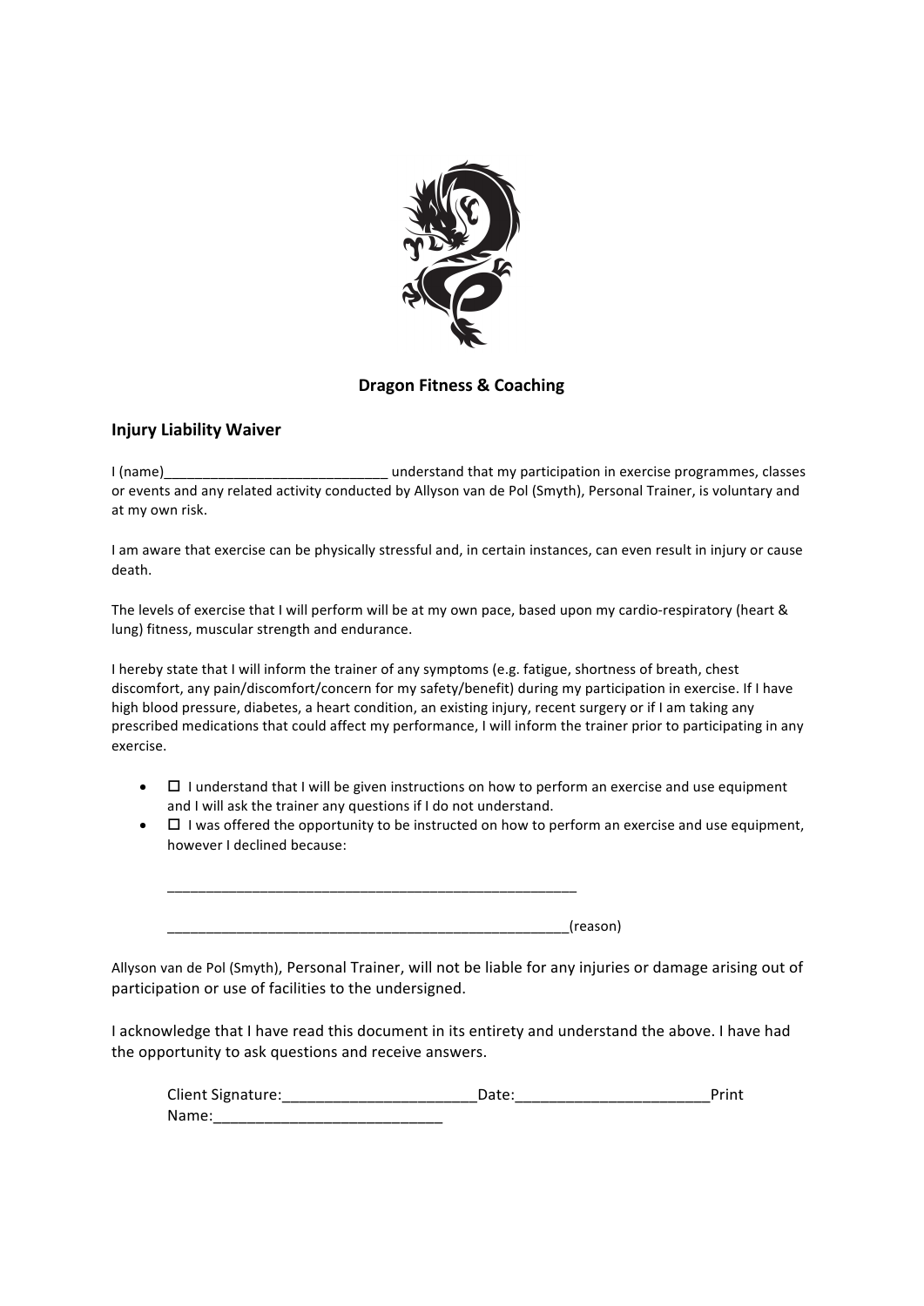**Dragon Fitness & Coaching**

## Injury Liability Waiver

I (name)_____________________________ understand that my participation in exercise programmes, classes or events and any related activity conducted by Allyson van de Pol (Smyth), Personal Trainer, is voluntary and at my own risk.

I am aware that exercise can be physically stressful and, in certain instances, can even result in injury or cause death.

The levels of exercise that I will perform will be at my own pace, based upon my cardio-respiratory (heart & lung) fitness, muscular strength and endurance.

I hereby state that I will inform the trainer of any symptoms (e.g. fatigue, shortness of breath, chest discomfort, any pain/discomfort/concern for my safety/benefit) during my participation in exercise. If I have high blood pressure, diabetes, a heart condition, an existing injury, recent surgery or if I am taking any prescribed medications that could affect my performance, I will inform the trainer prior to participating in any exercise.

- ☐ I understand that I will be given instructions on how to perform an exercise and use equipment and I will ask the trainer any questions if I do not understand.
- ☐ I was offered the opportunity to be instructed on how to perform an exercise and use equipment, however I declined because:

  ______________________________________________________

  _____________________________________________________(reason)

Allyson van de Pol (Smyth), Personal Trainer, will not be liable for any injuries or damage arising out of participation or use of facilities to the undersigned.

I acknowledge that I have read this document in its entirety and understand the above. I have had the opportunity to ask questions and receive answers.

Client Signature:_______________________Date:_______________________Print Name:___________________________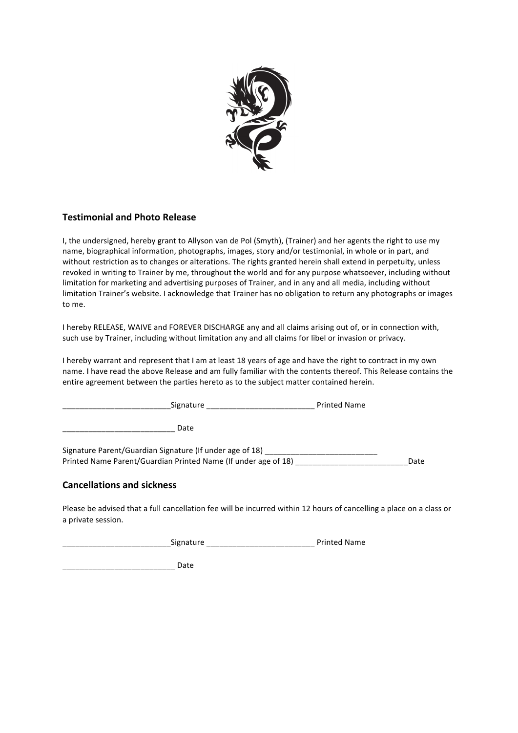## Testimonial and Photo Release

I, the undersigned, hereby grant to Allyson van de Pol (Smyth), (Trainer) and her agents the right to use my name, biographical information, photographs, images, story and/or testimonial, in whole or in part, and without restriction as to changes or alterations. The rights granted herein shall extend in perpetuity, unless revoked in writing to Trainer by me, throughout the world and for any purpose whatsoever, including without limitation for marketing and advertising purposes of Trainer, and in any and all media, including without limitation Trainer's website. I acknowledge that Trainer has no obligation to return any photographs or images to me.

I hereby RELEASE, WAIVE and FOREVER DISCHARGE any and all claims arising out of, or in connection with, such use by Trainer, including without limitation any and all claims for libel or invasion or privacy.

I hereby warrant and represent that I am at least 18 years of age and have the right to contract in my own name. I have read the above Release and am fully familiar with the contents thereof. This Release contains the entire agreement between the parties hereto as to the subject matter contained herein.

_________________________Signature _________________________ Printed Name

__________________________ Date

Signature Parent/Guardian Signature (If under age of 18) __________________________
Printed Name Parent/Guardian Printed Name (If under age of 18) __________________________Date

## Cancellations and sickness

Please be advised that a full cancellation fee will be incurred within 12 hours of cancelling a place on a class or a private session.

_________________________Signature _________________________ Printed Name

__________________________ Date